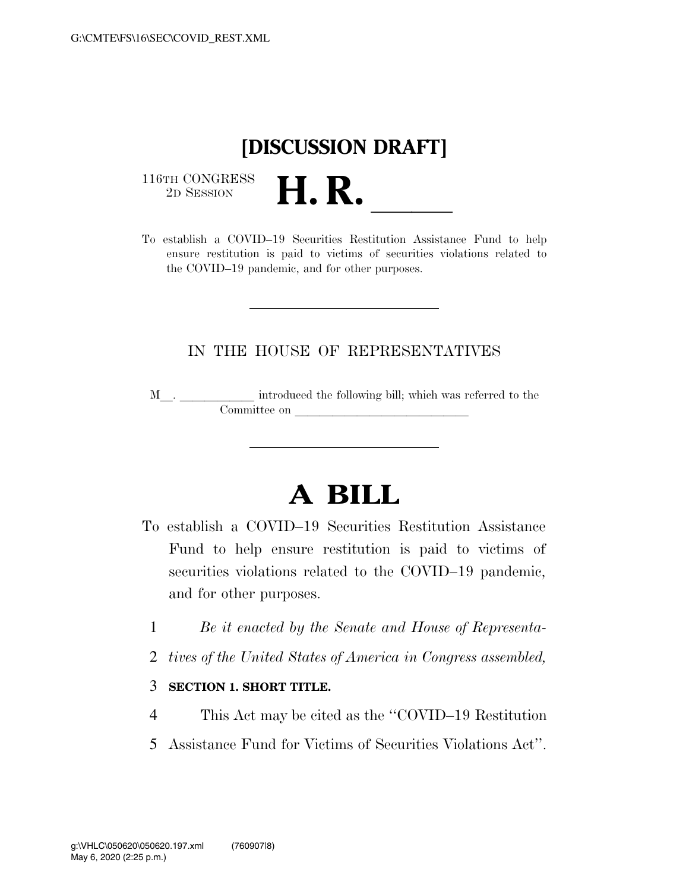**[DISCUSSION DRAFT]**

116TH CONGRESS
2D SESSION

# H. R. ______

To establish a COVID–19 Securities Restitution Assistance Fund to help ensure restitution is paid to victims of securities violations related to the COVID–19 pandemic, and for other purposes.

---

IN THE HOUSE OF REPRESENTATIVES

M__. ____________ introduced the following bill; which was referred to the Committee on ____________________________

---

# A BILL

To establish a COVID–19 Securities Restitution Assistance Fund to help ensure restitution is paid to victims of securities violations related to the COVID–19 pandemic, and for other purposes.

1 *Be it enacted by the Senate and House of Representa-*
2 *tives of the United States of America in Congress assembled,*

3 **SECTION 1. SHORT TITLE.**

4 This Act may be cited as the "COVID–19 Restitution
5 Assistance Fund for Victims of Securities Violations Act".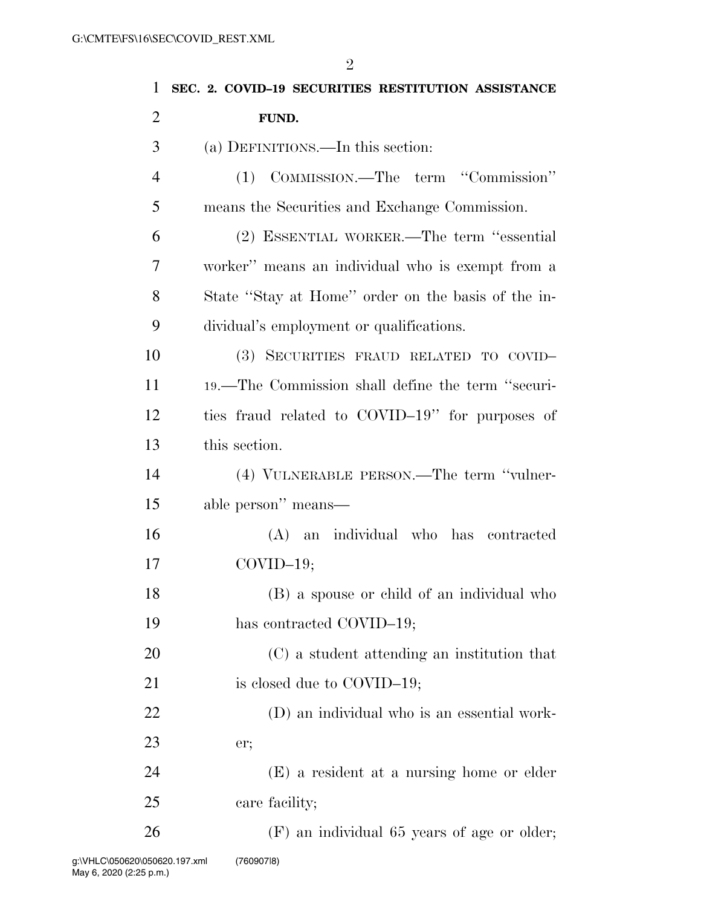**SEC. 2. COVID–19 SECURITIES RESTITUTION ASSISTANCE FUND.**

(a) DEFINITIONS.—In this section:

(1) COMMISSION.—The term "Commission" means the Securities and Exchange Commission.

(2) ESSENTIAL WORKER.—The term "essential worker" means an individual who is exempt from a State "Stay at Home" order on the basis of the individual's employment or qualifications.

(3) SECURITIES FRAUD RELATED TO COVID–19.—The Commission shall define the term "securities fraud related to COVID–19" for purposes of this section.

(4) VULNERABLE PERSON.—The term "vulnerable person" means—

(A) an individual who has contracted COVID–19;

(B) a spouse or child of an individual who has contracted COVID–19;

(C) a student attending an institution that is closed due to COVID–19;

(D) an individual who is an essential worker;

(E) a resident at a nursing home or elder care facility;

(F) an individual 65 years of age or older;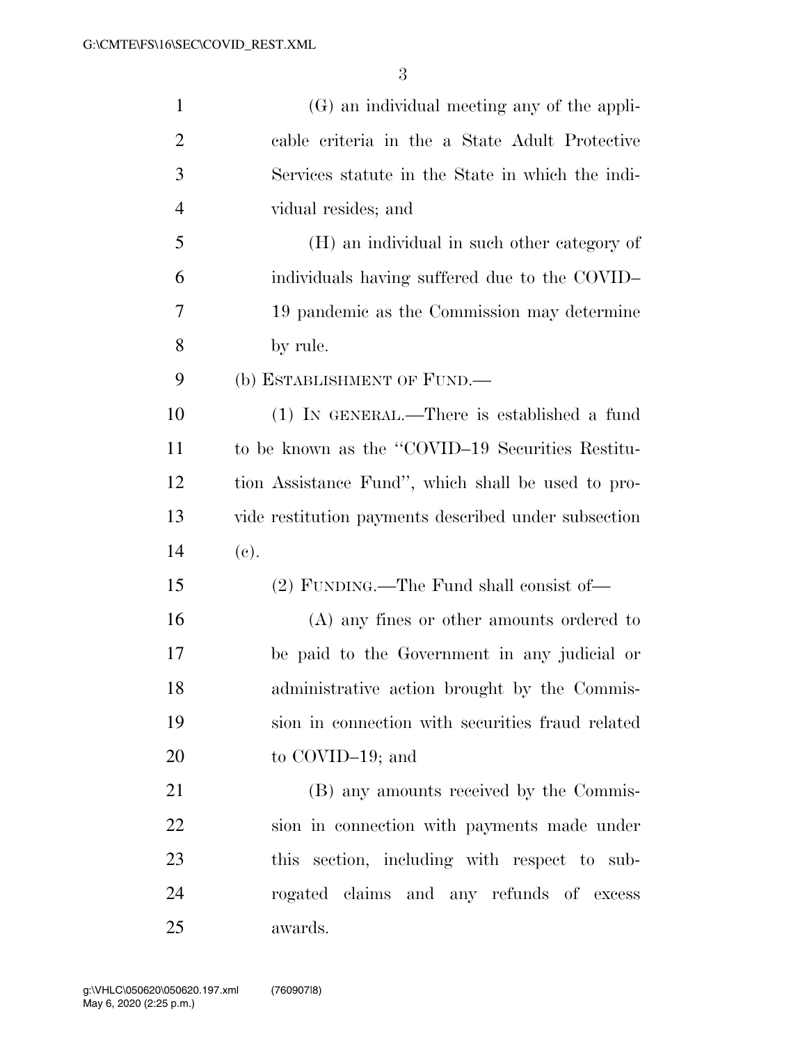(G) an individual meeting any of the applicable criteria in the a State Adult Protective Services statute in the State in which the individual resides; and

(H) an individual in such other category of individuals having suffered due to the COVID–19 pandemic as the Commission may determine by rule.

(b) ESTABLISHMENT OF FUND.—

(1) IN GENERAL.—There is established a fund to be known as the ''COVID–19 Securities Restitution Assistance Fund'', which shall be used to provide restitution payments described under subsection (c).

(2) FUNDING.—The Fund shall consist of—

(A) any fines or other amounts ordered to be paid to the Government in any judicial or administrative action brought by the Commission in connection with securities fraud related to COVID–19; and

(B) any amounts received by the Commission in connection with payments made under this section, including with respect to subrogated claims and any refunds of excess awards.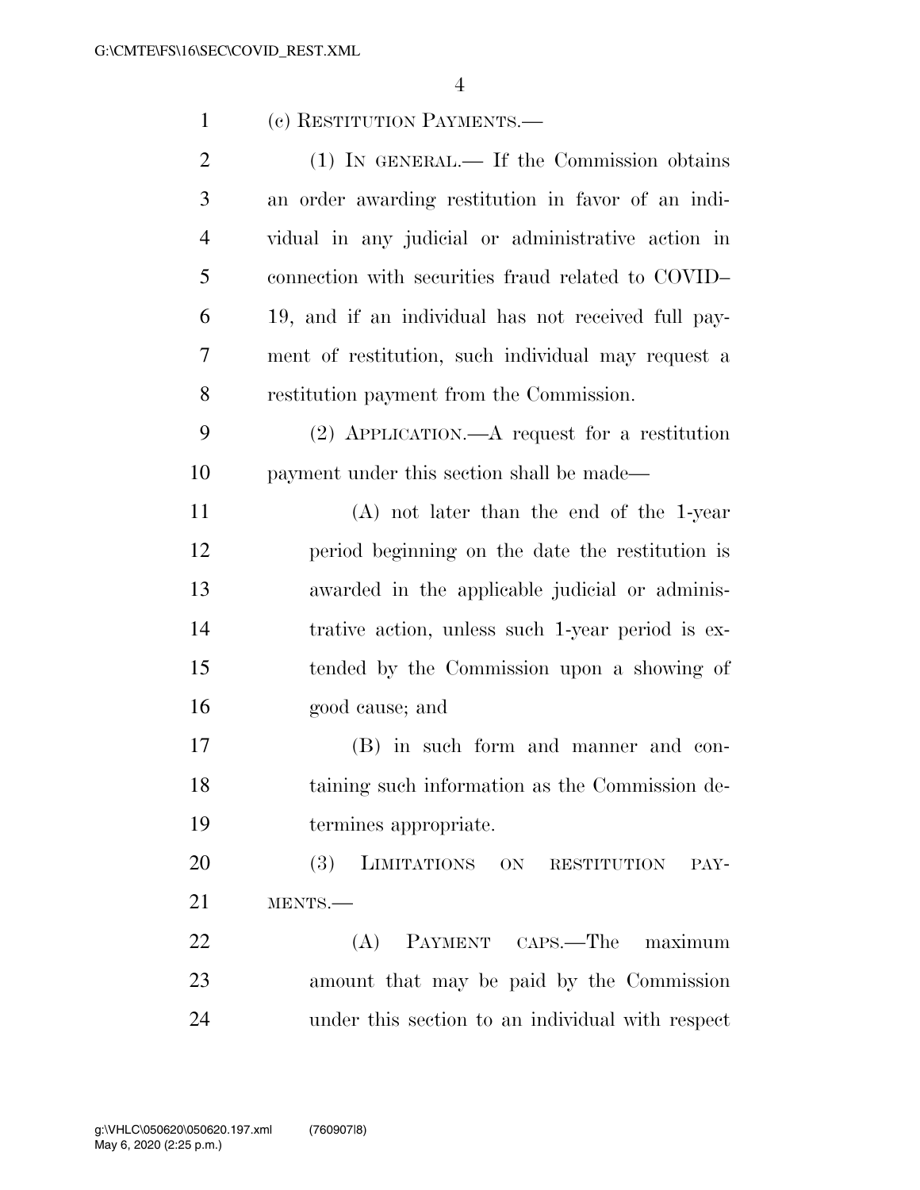(c) RESTITUTION PAYMENTS.—

(1) IN GENERAL.— If the Commission obtains an order awarding restitution in favor of an individual in any judicial or administrative action in connection with securities fraud related to COVID–19, and if an individual has not received full payment of restitution, such individual may request a restitution payment from the Commission.

(2) APPLICATION.—A request for a restitution payment under this section shall be made—

(A) not later than the end of the 1-year period beginning on the date the restitution is awarded in the applicable judicial or administrative action, unless such 1-year period is extended by the Commission upon a showing of good cause; and

(B) in such form and manner and containing such information as the Commission determines appropriate.

(3) LIMITATIONS ON RESTITUTION PAYMENTS.—

(A) PAYMENT CAPS.—The maximum amount that may be paid by the Commission under this section to an individual with respect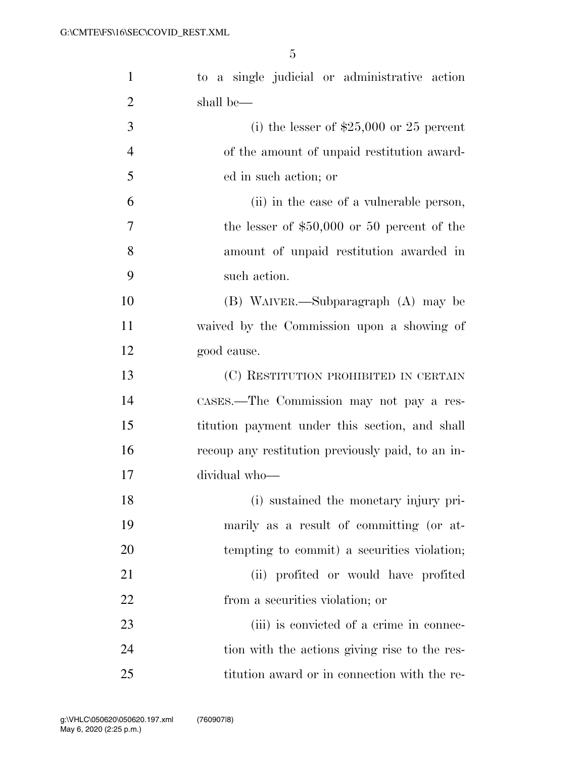to a single judicial or administrative action shall be—

(i) the lesser of $25,000 or 25 percent of the amount of unpaid restitution awarded in such action; or

(ii) in the case of a vulnerable person, the lesser of $50,000 or 50 percent of the amount of unpaid restitution awarded in such action.

(B) WAIVER.—Subparagraph (A) may be waived by the Commission upon a showing of good cause.

(C) RESTITUTION PROHIBITED IN CERTAIN CASES.—The Commission may not pay a restitution payment under this section, and shall recoup any restitution previously paid, to an individual who—

(i) sustained the monetary injury primarily as a result of committing (or attempting to commit) a securities violation;

(ii) profited or would have profited from a securities violation; or

(iii) is convicted of a crime in connection with the actions giving rise to the restitution award or in connection with the re-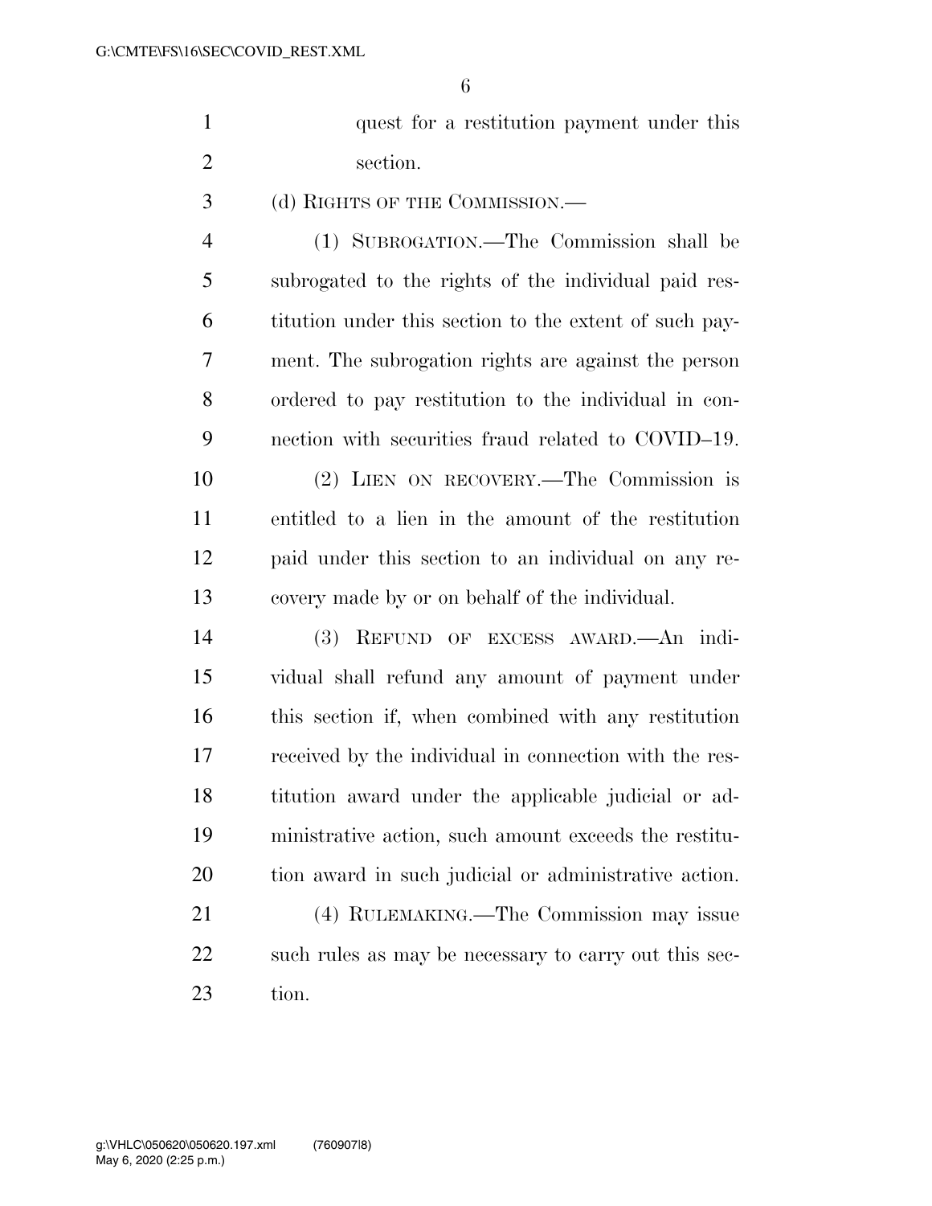quest for a restitution payment under this section.

(d) RIGHTS OF THE COMMISSION.—

(1) SUBROGATION.—The Commission shall be subrogated to the rights of the individual paid restitution under this section to the extent of such payment. The subrogation rights are against the person ordered to pay restitution to the individual in connection with securities fraud related to COVID–19.

(2) LIEN ON RECOVERY.—The Commission is entitled to a lien in the amount of the restitution paid under this section to an individual on any recovery made by or on behalf of the individual.

(3) REFUND OF EXCESS AWARD.—An individual shall refund any amount of payment under this section if, when combined with any restitution received by the individual in connection with the restitution award under the applicable judicial or administrative action, such amount exceeds the restitution award in such judicial or administrative action.

(4) RULEMAKING.—The Commission may issue such rules as may be necessary to carry out this section.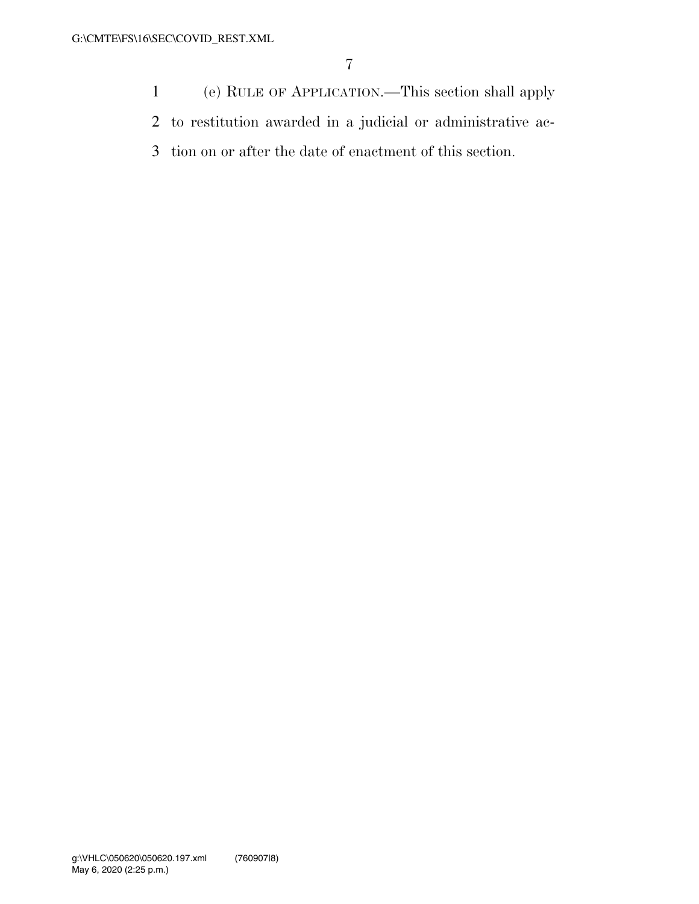(e) RULE OF APPLICATION.—This section shall apply to restitution awarded in a judicial or administrative action on or after the date of enactment of this section.